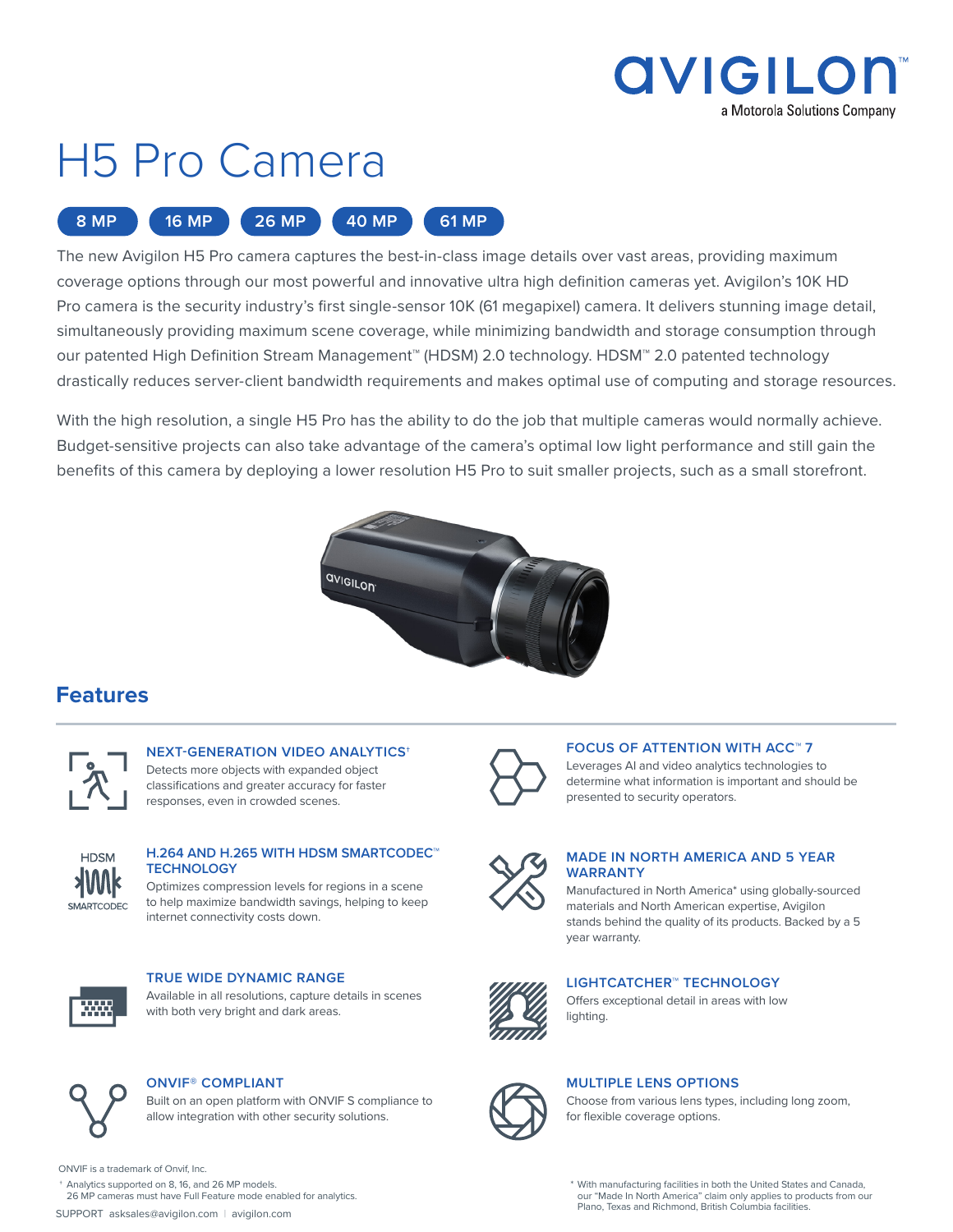# H5 Pro Camera

8 MP | 16 MP | 26 MP | 40 MP | 61 MP

The new Avigilon H5 Pro camera captures the best-in-class image details over vast areas, providing maximum coverage options through our most powerful and innovative ultra high definition cameras yet. Avigilon's 10K HD Pro camera is the security industry's first single-sensor 10K (61 megapixel) camera. It delivers stunning image detail, simultaneously providing maximum scene coverage, while minimizing bandwidth and storage consumption through our patented High Definition Stream Management™ (HDSM) 2.0 technology. HDSM™ 2.0 patented technology drastically reduces server-client bandwidth requirements and makes optimal use of computing and storage resources.

With the high resolution, a single H5 Pro has the ability to do the job that multiple cameras would normally achieve. Budget-sensitive projects can also take advantage of the camera's optimal low light performance and still gain the benefits of this camera by deploying a lower resolution H5 Pro to suit smaller projects, such as a small storefront.

## Features

### NEXT-GENERATION VIDEO ANALYTICS†

Detects more objects with expanded object classifications and greater accuracy for faster responses, even in crowded scenes.

### H.264 AND H.265 WITH HDSM SMARTCODEC™ TECHNOLOGY

Optimizes compression levels for regions in a scene to help maximize bandwidth savings, helping to keep internet connectivity costs down.

### TRUE WIDE DYNAMIC RANGE

Available in all resolutions, capture details in scenes with both very bright and dark areas.

### ONVIF® COMPLIANT

Built on an open platform with ONVIF S compliance to allow integration with other security solutions.

### FOCUS OF ATTENTION WITH ACC™ 7

Leverages AI and video analytics technologies to determine what information is important and should be presented to security operators.

### MADE IN NORTH AMERICA AND 5 YEAR WARRANTY

Manufactured in North America* using globally-sourced materials and North American expertise, Avigilon stands behind the quality of its products. Backed by a 5 year warranty.

### LIGHTCATCHER™ TECHNOLOGY

Offers exceptional detail in areas with low lighting.

### MULTIPLE LENS OPTIONS

Choose from various lens types, including long zoom, for flexible coverage options.

ONVIF is a trademark of Onvif, Inc.

† Analytics supported on 8, 16, and 26 MP models. 26 MP cameras must have Full Feature mode enabled for analytics.

\* With manufacturing facilities in both the United States and Canada, our "Made In North America" claim only applies to products from our Plano, Texas and Richmond, British Columbia facilities.

SUPPORT asksales@avigilon.com | avigilon.com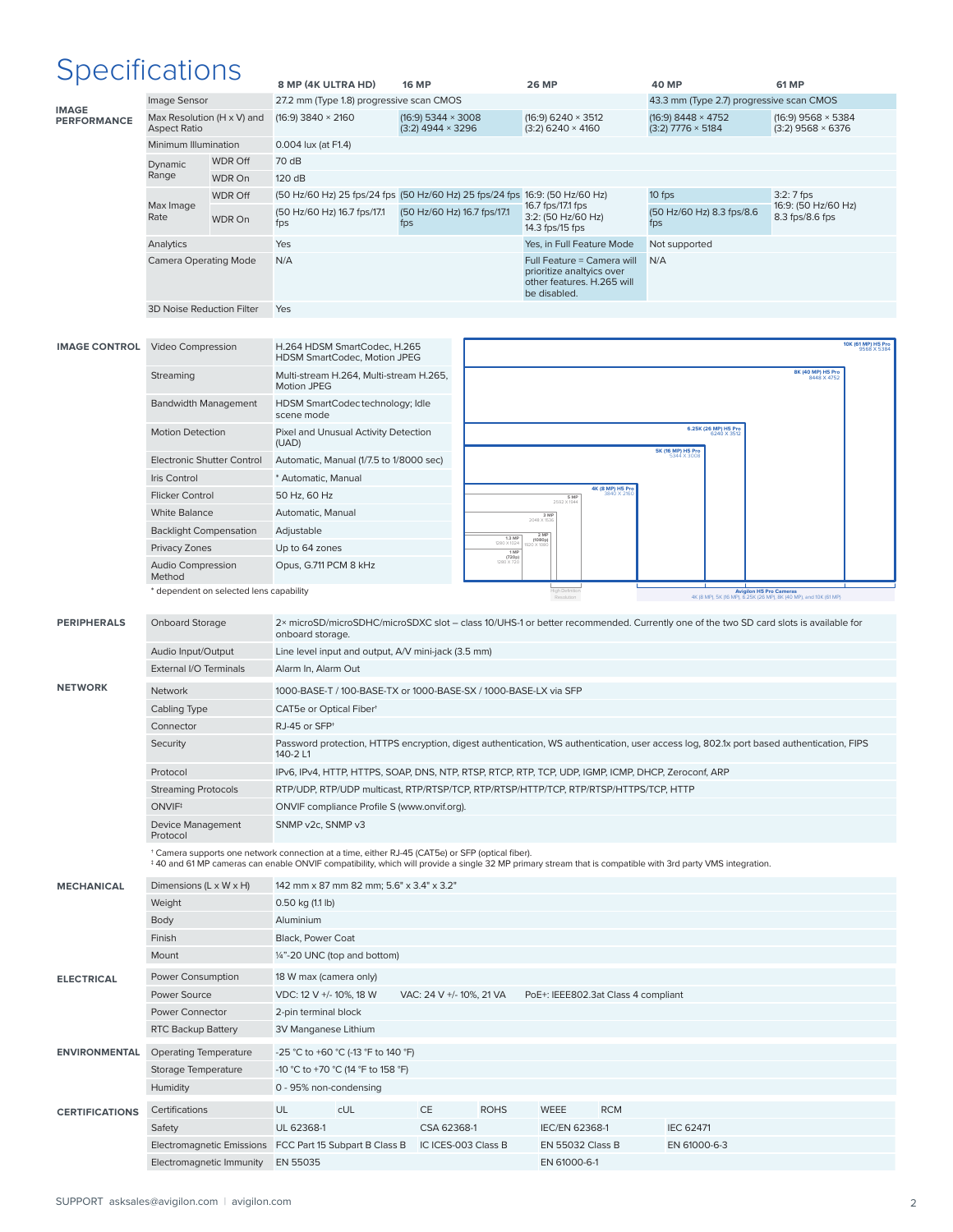# Specifications

## IMAGE PERFORMANCE

| | | 8 MP (4K ULTRA HD) | 16 MP | 26 MP | 40 MP | 61 MP |
|---|---|---|---|---|---|---|
| Image Sensor | | 27.2 mm (Type 1.8) progressive scan CMOS | | | 43.3 mm (Type 2.7) progressive scan CMOS | |
| Max Resolution (H x V) and Aspect Ratio | | (16:9) 3840 × 2160 | (16:9) 5344 × 3008 (3:2) 4944 × 3296 | (16:9) 6240 × 3512 (3:2) 6240 × 4160 | (16:9) 8448 × 4752 (3:2) 7776 × 5184 | (16:9) 9568 × 5384 (3:2) 9568 × 6376 |
| Minimum Illumination | | 0.004 lux (at F1.4) | | | | |
| Dynamic Range | WDR Off | 70 dB | | | | |
| | WDR On | 120 dB | | | | |
| Max Image Rate | WDR Off | (50 Hz/60 Hz) 25 fps/24 fps | (50 Hz/60 Hz) 25 fps/24 fps | 16:9: (50 Hz/60 Hz) 16.7 fps/17.1 fps 3:2: (50 Hz/60 Hz) 14.3 fps/15 fps | 10 fps | 3:2: 7 fps 16:9: (50 Hz/60 Hz) 8.3 fps/8.6 fps |
| | WDR On | (50 Hz/60 Hz) 16.7 fps/17.1 fps | (50 Hz/60 Hz) 16.7 fps/17.1 fps | | (50 Hz/60 Hz) 8.3 fps/8.6 fps | |
| Analytics | | Yes | | Yes, in Full Feature Mode | Not supported | |
| Camera Operating Mode | | N/A | | Full Feature = Camera will prioritize analytics over other features. H.265 will be disabled. | N/A | |
| 3D Noise Reduction Filter | | Yes | | | | |

## IMAGE CONTROL

| | |
|---|---|
| Video Compression | H.264 HDSM SmartCodec, H.265 HDSM SmartCodec, Motion JPEG |
| Streaming | Multi-stream H.264, Multi-stream H.265, Motion JPEG |
| Bandwidth Management | HDSM SmartCodec technology; Idle scene mode |
| Motion Detection | Pixel and Unusual Activity Detection (UAD) |
| Electronic Shutter Control | Automatic, Manual (1/7.5 to 1/8000 sec) |
| Iris Control | * Automatic, Manual |
| Flicker Control | 50 Hz, 60 Hz |
| White Balance | Automatic, Manual |
| Backlight Compensation | Adjustable |
| Privacy Zones | Up to 64 zones |
| Audio Compression Method | Opus, G.711 PCM 8 kHz |

* dependent on selected lens capability

10K (61 MP) H5 Pro 9568 X 5384 | 8K (40 MP) H5 Pro 8448 X 4752 | 6.25K (26 MP) H5 Pro 6240 X 3512 | 5K (16 MP) H5 Pro 5344 X 3008 | 4K (8 MP) H5 Pro 3840 X 2160 | 5 MP 2592 X 1944 | 3 MP 2048 X 1536 | 2 MP (1080p) 1920 X 1080 | 1.3 MP 1280 X 1024 | 1 MP (720p) 1280 X 720

High Definition Resolution | Avigilon H5 Pro Cameras: 4K (8 MP), 5K (16 MP), 6.25K (26 MP), 8K (40 MP), and 10K (61 MP)

## PERIPHERALS

| | |
|---|---|
| Onboard Storage | 2× microSD/microSDHC/microSDXC slot – class 10/UHS-1 or better recommended. Currently one of the two SD card slots is available for onboard storage. |
| Audio Input/Output | Line level input and output, A/V mini-jack (3.5 mm) |
| External I/O Terminals | Alarm In, Alarm Out |

## NETWORK

| | |
|---|---|
| Network | 1000-BASE-T / 100-BASE-TX or 1000-BASE-SX / 1000-BASE-LX via SFP |
| Cabling Type | CAT5e or Optical Fiber† |
| Connector | RJ-45 or SFP† |
| Security | Password protection, HTTPS encryption, digest authentication, WS authentication, user access log, 802.1x port based authentication, FIPS 140-2 L1 |
| Protocol | IPv6, IPv4, HTTP, HTTPS, SOAP, DNS, NTP, RTSP, RTCP, RTP, TCP, UDP, IGMP, ICMP, DHCP, Zeroconf, ARP |
| Streaming Protocols | RTP/UDP, RTP/UDP multicast, RTP/RTSP/TCP, RTP/RTSP/HTTP/TCP, RTP/RTSP/HTTPS/TCP, HTTP |
| ONVIF‡ | ONVIF compliance Profile S (www.onvif.org). |
| Device Management Protocol | SNMP v2c, SNMP v3 |

† Camera supports one network connection at a time, either RJ-45 (CAT5e) or SFP (optical fiber).
‡ 40 and 61 MP cameras can enable ONVIF compatibility, which will provide a single 32 MP primary stream that is compatible with 3rd party VMS integration.

## MECHANICAL

| | |
|---|---|
| Dimensions (L x W x H) | 142 mm x 87 mm 82 mm; 5.6" x 3.4" x 3.2" |
| Weight | 0.50 kg (1.1 lb) |
| Body | Aluminium |
| Finish | Black, Power Coat |
| Mount | ¼"-20 UNC (top and bottom) |

## ELECTRICAL

| | | | |
|---|---|---|---|
| Power Consumption | 18 W max (camera only) | | |
| Power Source | VDC: 12 V +/- 10%, 18 W | VAC: 24 V +/- 10%, 21 VA | PoE+: IEEE802.3at Class 4 compliant |
| Power Connector | 2-pin terminal block | | |
| RTC Backup Battery | 3V Manganese Lithium | | |

## ENVIRONMENTAL

| | |
|---|---|
| Operating Temperature | -25 °C to +60 °C (-13 °F to 140 °F) |
| Storage Temperature | -10 °C to +70 °C (14 °F to 158 °F) |
| Humidity | 0 - 95% non-condensing |

## CERTIFICATIONS

| | | | | | | | |
|---|---|---|---|---|---|---|---|
| Certifications | UL | cUL | CE | ROHS | WEEE | RCM | |
| Safety | UL 62368-1 | | CSA 62368-1 | | IEC/EN 62368-1 | | IEC 62471 |
| Electromagnetic Emissions | FCC Part 15 Subpart B Class B | | IC ICES-003 Class B | | EN 55032 Class B | | EN 61000-6-3 |
| Electromagnetic Immunity | EN 55035 | | | | EN 61000-6-1 | | |

SUPPORT asksales@avigilon.com | avigilon.com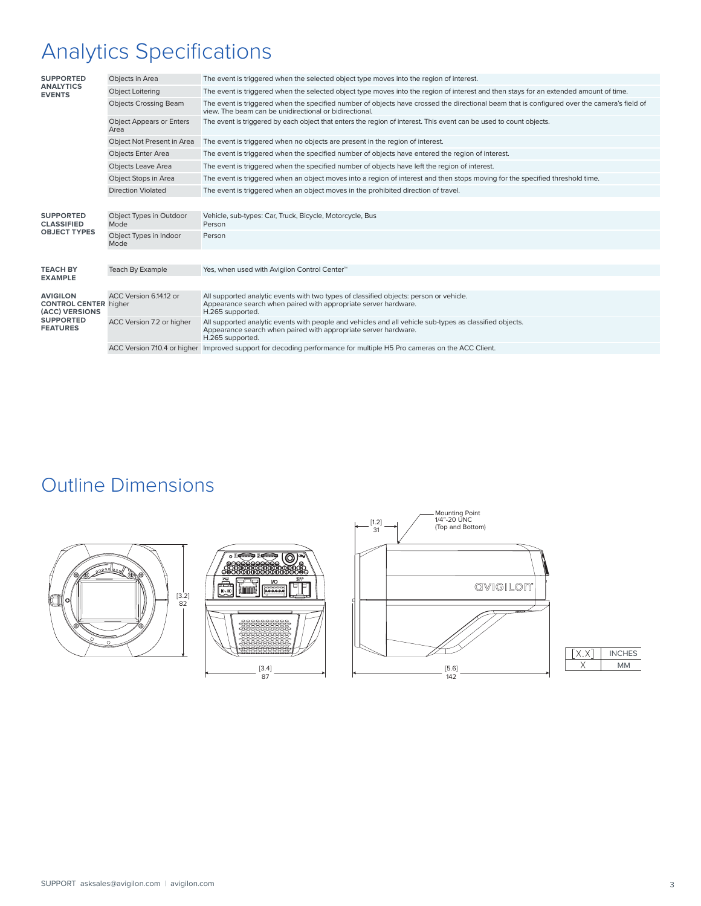# Analytics Specifications

| | | |
|---|---|---|
| **SUPPORTED ANALYTICS EVENTS** | Objects in Area | The event is triggered when the selected object type moves into the region of interest. |
| | Object Loitering | The event is triggered when the selected object type moves into the region of interest and then stays for an extended amount of time. |
| | Objects Crossing Beam | The event is triggered when the specified number of objects have crossed the directional beam that is configured over the camera's field of view. The beam can be unidirectional or bidirectional. |
| | Object Appears or Enters Area | The event is triggered by each object that enters the region of interest. This event can be used to count objects. |
| | Object Not Present in Area | The event is triggered when no objects are present in the region of interest. |
| | Objects Enter Area | The event is triggered when the specified number of objects have entered the region of interest. |
| | Objects Leave Area | The event is triggered when the specified number of objects have left the region of interest. |
| | Object Stops in Area | The event is triggered when an object moves into a region of interest and then stops moving for the specified threshold time. |
| | Direction Violated | The event is triggered when an object moves in the prohibited direction of travel. |

| | | |
|---|---|---|
| **SUPPORTED CLASSIFIED OBJECT TYPES** | Object Types in Outdoor Mode | Vehicle, sub-types: Car, Truck, Bicycle, Motorcycle, Bus<br>Person |
| | Object Types in Indoor Mode | Person |

| | | |
|---|---|---|
| **TEACH BY EXAMPLE** | Teach By Example | Yes, when used with Avigilon Control Center™ |

| | | |
|---|---|---|
| **AVIGILON CONTROL CENTER (ACC) VERSIONS SUPPORTED FEATURES** | ACC Version 6.14.12 or higher | All supported analytic events with two types of classified objects: person or vehicle.<br>Appearance search when paired with appropriate server hardware.<br>H.265 supported. |
| | ACC Version 7.2 or higher | All supported analytic events with people and vehicles and all vehicle sub-types as classified objects.<br>Appearance search when paired with appropriate server hardware.<br>H.265 supported. |
| | ACC Version 7.10.4 or higher | Improved support for decoding performance for multiple H5 Pro cameras on the ACC Client. |

# Outline Dimensions

[3.2] 82

[3.4] 87

[1.2] 31

Mounting Point
1/4"-20 UNC
(Top and Bottom)

[5.6] 142

| [X.X] | INCHES |
|---|---|
| X | MM |

SUPPORT asksales@avigilon.com | avigilon.com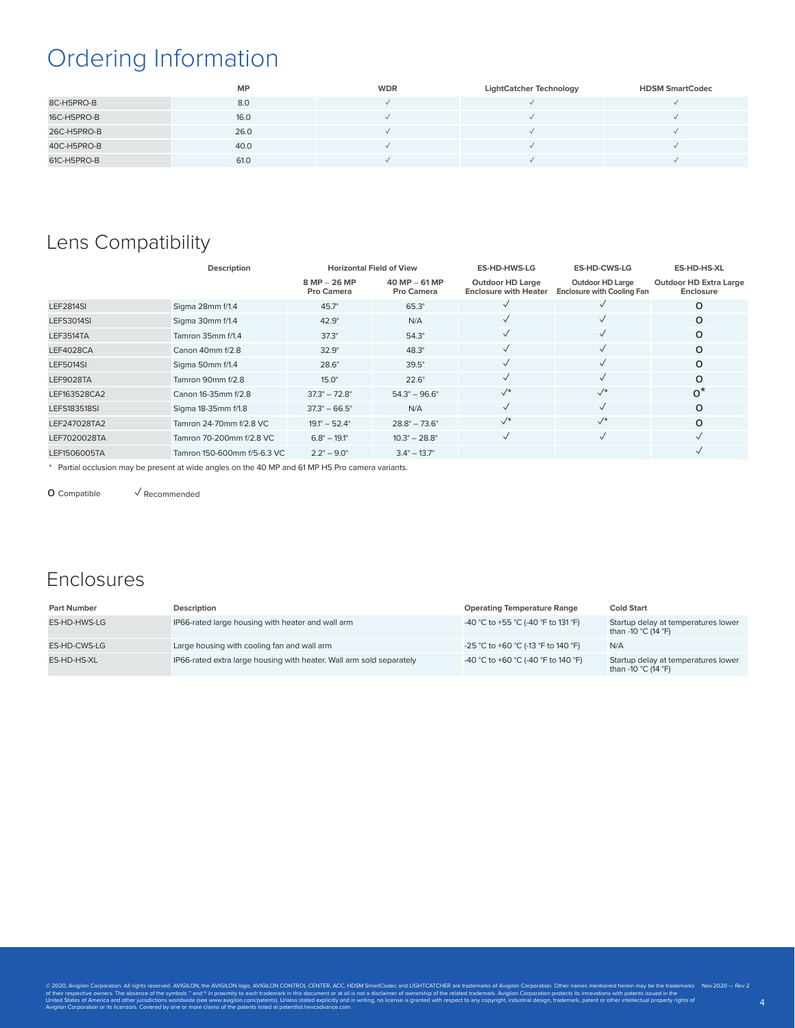# Ordering Information

| | MP | WDR | LightCatcher Technology | HDSM SmartCodec |
|---|---|---|---|---|
| 8C-H5PRO-B | 8.0 | ✓ | ✓ | ✓ |
| 16C-H5PRO-B | 16.0 | ✓ | ✓ | ✓ |
| 26C-H5PRO-B | 26.0 | ✓ | ✓ | ✓ |
| 40C-H5PRO-B | 40.0 | ✓ | ✓ | ✓ |
| 61C-H5PRO-B | 61.0 | ✓ | ✓ | ✓ |

# Lens Compatibility

| | Description | Horizontal Field of View | | ES-HD-HWS-LG | ES-HD-CWS-LG | ES-HD-HS-XL |
|---|---|---|---|---|---|---|
| | | 8 MP – 26 MP Pro Camera | 40 MP – 61 MP Pro Camera | Outdoor HD Large Enclosure with Heater | Outdoor HD Large Enclosure with Cooling Fan | Outdoor HD Extra Large Enclosure |
| LEF2814SI | Sigma 28mm f/1.4 | 45.7° | 65.3° | ✓ | ✓ | O |
| LEFS3014SI | Sigma 30mm f/1.4 | 42.9° | N/A | ✓ | ✓ | O |
| LEF3514TA | Tamron 35mm f/1.4 | 37.3° | 54.3° | ✓ | ✓ | O |
| LEF4028CA | Canon 40mm f/2.8 | 32.9° | 48.3° | ✓ | ✓ | O |
| LEF5014SI | Sigma 50mm f/1.4 | 28.6° | 39.5° | ✓ | ✓ | O |
| LEF9028TA | Tamron 90mm f/2.8 | 15.0° | 22.6° | ✓ | ✓ | O |
| LEF163528CA2 | Canon 16-35mm f/2.8 | 37.3° – 72.8° | 54.3° – 96.6° | ✓* | ✓* | O* |
| LEFS183518SI | Sigma 18-35mm f/1.8 | 37.3° – 66.5° | N/A | ✓ | ✓ | O |
| LEF247028TA2 | Tamron 24-70mm f/2.8 VC | 19.1° – 52.4° | 28.8° – 73.6° | ✓* | ✓* | O |
| LEF7020028TA | Tamron 70-200mm f/2.8 VC | 6.8° – 19.1° | 10.3° – 28.8° | ✓ | ✓ | ✓ |
| LEF1506005TA | Tamron 150-600mm f/5-6.3 VC | 2.2° – 9.0° | 3.4° – 13.7° | | | ✓ |

* Partial occlusion may be present at wide angles on the 40 MP and 61 MP H5 Pro camera variants.

O Compatible ✓ Recommended

# Enclosures

| Part Number | Description | Operating Temperature Range | Cold Start |
|---|---|---|---|
| ES-HD-HWS-LG | IP66-rated large housing with heater and wall arm | -40 °C to +55 °C (-40 °F to 131 °F) | Startup delay at temperatures lower than -10 °C (14 °F) |
| ES-HD-CWS-LG | Large housing with cooling fan and wall arm | -25 °C to +60 °C (-13 °F to 140 °F) | N/A |
| ES-HD-HS-XL | IP66-rated extra large housing with heater. Wall arm sold separately | -40 °C to +60 °C (-40 °F to 140 °F) | Startup delay at temperatures lower than -10 °C (14 °F) |

© 2020, Avigilon Corporation. All rights reserved. AVIGILON, the AVIGILON logo, AVIGILON CONTROL CENTER, ACC, HDSM SmartCodec and LIGHTCATCHER are trademarks of Avigilon Corporation. Other names mentioned herein may be the trademarks of their respective owners. The absence of the symbols ™ and ® in proximity to each trademark in this document or at all is not a disclaimer of ownership of the related trademark. Avigilon Corporation protects its innovations with patents issued in the United States of America and other jurisdictions worldwide (see www.avigilon.com/patents). Unless stated explicitly and in writing, no license is granted with respect to any copyright, industrial design, trademark, patent or other intellectual property rights of Avigilon Corporation or its licensors. Covered by one or more claims of the patents listed at patentlist.hevcadvance.com.

Nov.2020 — Rev 2